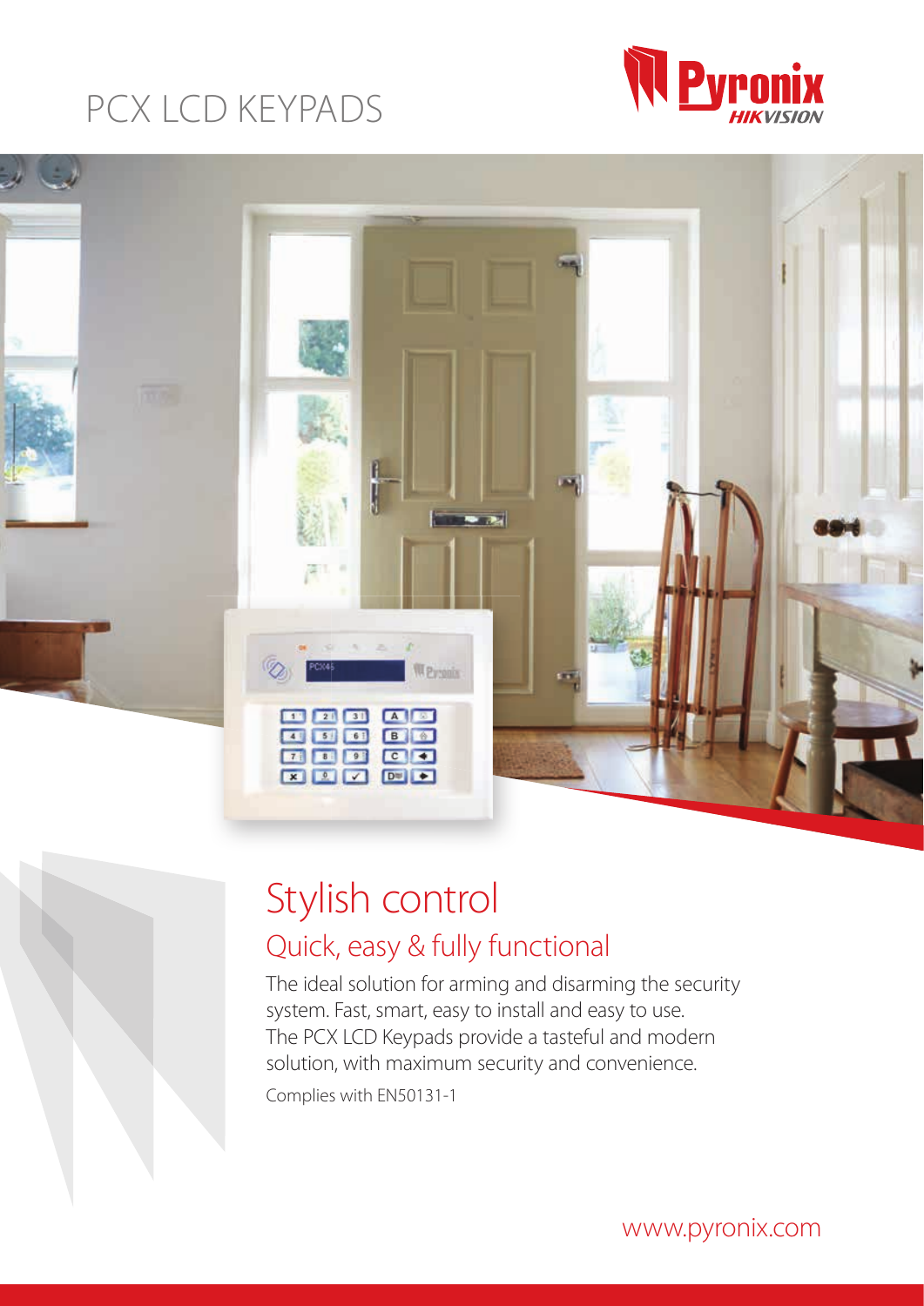# PCX LCD KEYPADS

## Stylish control

### Quick, easy & fully functional

The ideal solution for arming and disarming the security system. Fast, smart, easy to install and easy to use. The PCX LCD Keypads provide a tasteful and modern solution, with maximum security and convenience.

Complies with EN50131-1

www.pyronix.com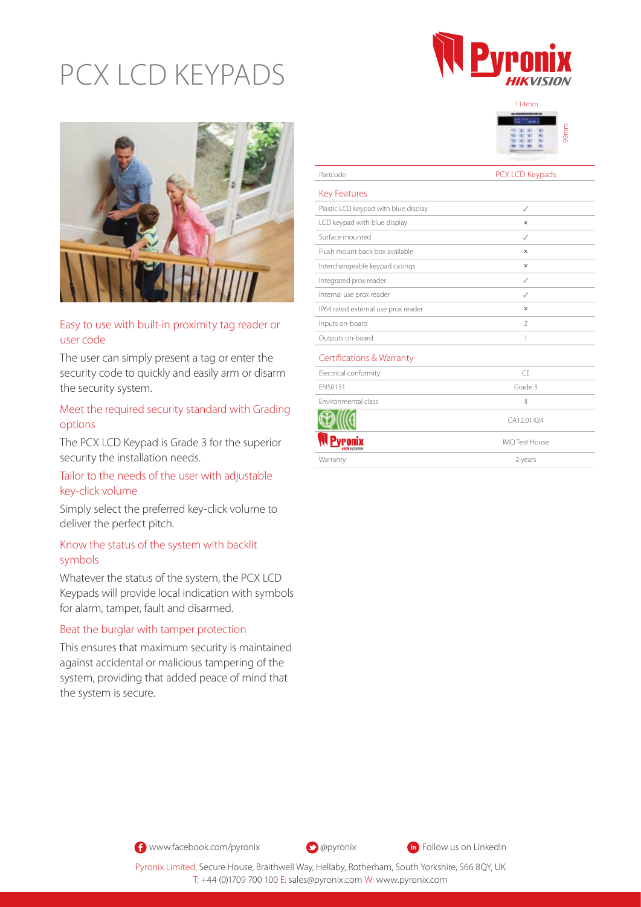# PCX LCD KEYPADS

### Easy to use with built-in proximity tag reader or user code

The user can simply present a tag or enter the security code to quickly and easily arm or disarm the security system.

### Meet the required security standard with Grading options

The PCX LCD Keypad is Grade 3 for the superior security the installation needs.

### Tailor to the needs of the user with adjustable key-click volume

Simply select the preferred key-click volume to deliver the perfect pitch.

### Know the status of the system with backlit symbols

Whatever the status of the system, the PCX LCD Keypads will provide local indication with symbols for alarm, tamper, fault and disarmed.

### Beat the burglar with tamper protection

This ensures that maximum security is maintained against accidental or malicious tampering of the system, providing that added peace of mind that the system is secure.

114mm

99mm

| Partcode | PCX LCD Keypads |
|---|---|
| **Key Features** | |
| Plastic LCD keypad with blue display | ✓ |
| LCD keypad with blue display | × |
| Surface mounted | ✓ |
| Flush mount back box available | × |
| Interchangeable keypad casings | × |
| Integrated prox reader | ✓ |
| Internal use prox reader | ✓ |
| IP64 rated external use prox reader | × |
| Inputs on-board | 2 |
| Outputs on-board | 1 |
| **Certifications & Warranty** | |
| Electrical conformity | CE |
| EN50131 | Grade 3 |
| Environmental class | II |
| | CA12.01424 |
| Pyronix | IMQ Test House |
| Warranty | 2 years |

www.facebook.com/pyronix @pyronix Follow us on LinkedIn

Pyronix Limited, Secure House, Braithwell Way, Hellaby, Rotherham, South Yorkshire, S66 8QY, UK
T: +44 (0)1709 700 100 E: sales@pyronix.com W: www.pyronix.com